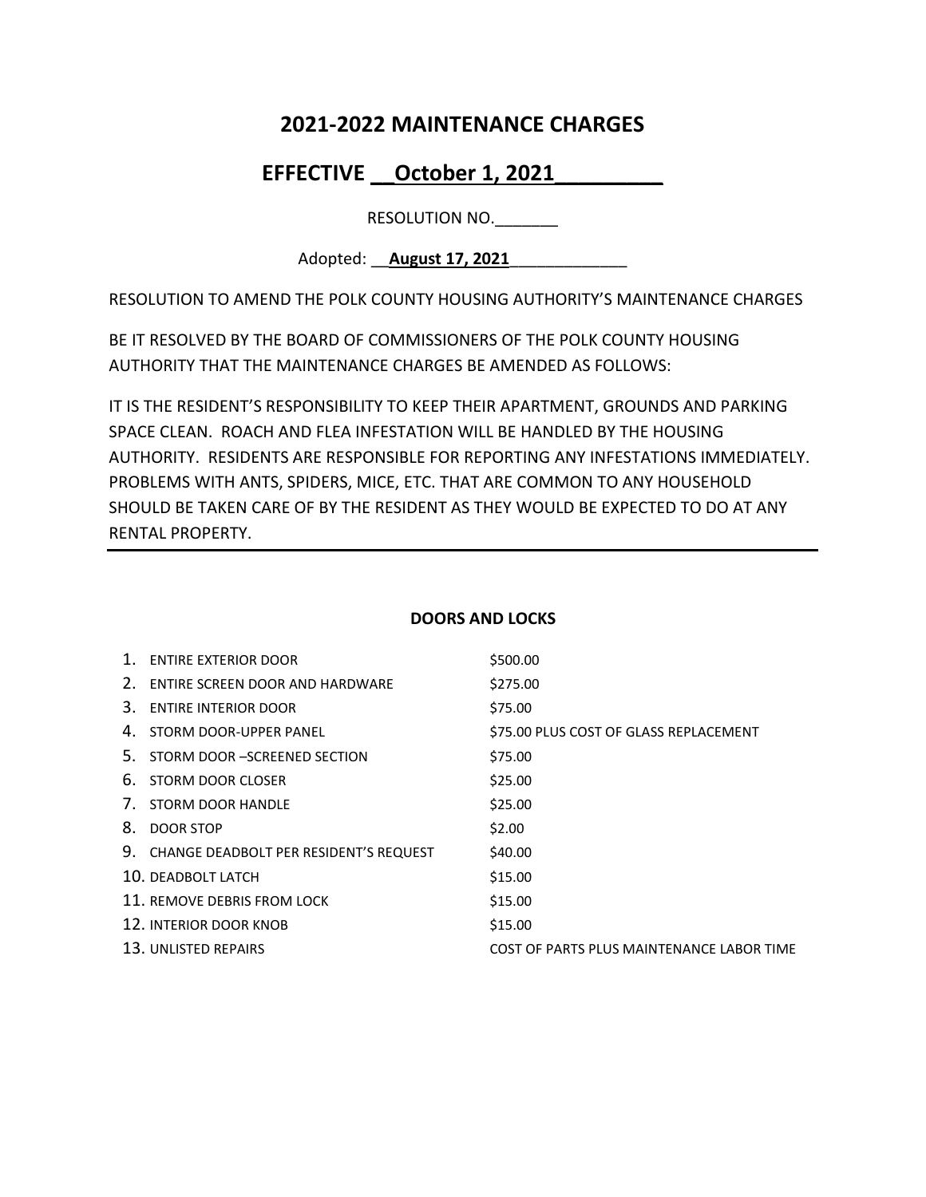# 2021-2022 MAINTENANCE CHARGES

## EFFECTIVE __October 1, 2021_________

RESOLUTION NO._______

Adopted: __**August 17, 2021**_____________

RESOLUTION TO AMEND THE POLK COUNTY HOUSING AUTHORITY'S MAINTENANCE CHARGES

BE IT RESOLVED BY THE BOARD OF COMMISSIONERS OF THE POLK COUNTY HOUSING AUTHORITY THAT THE MAINTENANCE CHARGES BE AMENDED AS FOLLOWS:

IT IS THE RESIDENT'S RESPONSIBILITY TO KEEP THEIR APARTMENT, GROUNDS AND PARKING SPACE CLEAN. ROACH AND FLEA INFESTATION WILL BE HANDLED BY THE HOUSING AUTHORITY. RESIDENTS ARE RESPONSIBLE FOR REPORTING ANY INFESTATIONS IMMEDIATELY. PROBLEMS WITH ANTS, SPIDERS, MICE, ETC. THAT ARE COMMON TO ANY HOUSEHOLD SHOULD BE TAKEN CARE OF BY THE RESIDENT AS THEY WOULD BE EXPECTED TO DO AT ANY RENTAL PROPERTY.

---

**DOORS AND LOCKS**

| | Item | Charge |
|---|---|---|
| 1. | ENTIRE EXTERIOR DOOR | $500.00 |
| 2. | ENTIRE SCREEN DOOR AND HARDWARE | $275.00 |
| 3. | ENTIRE INTERIOR DOOR | $75.00 |
| 4. | STORM DOOR-UPPER PANEL | $75.00 PLUS COST OF GLASS REPLACEMENT |
| 5. | STORM DOOR –SCREENED SECTION | $75.00 |
| 6. | STORM DOOR CLOSER | $25.00 |
| 7. | STORM DOOR HANDLE | $25.00 |
| 8. | DOOR STOP | $2.00 |
| 9. | CHANGE DEADBOLT PER RESIDENT'S REQUEST | $40.00 |
| 10. | DEADBOLT LATCH | $15.00 |
| 11. | REMOVE DEBRIS FROM LOCK | $15.00 |
| 12. | INTERIOR DOOR KNOB | $15.00 |
| 13. | UNLISTED REPAIRS | COST OF PARTS PLUS MAINTENANCE LABOR TIME |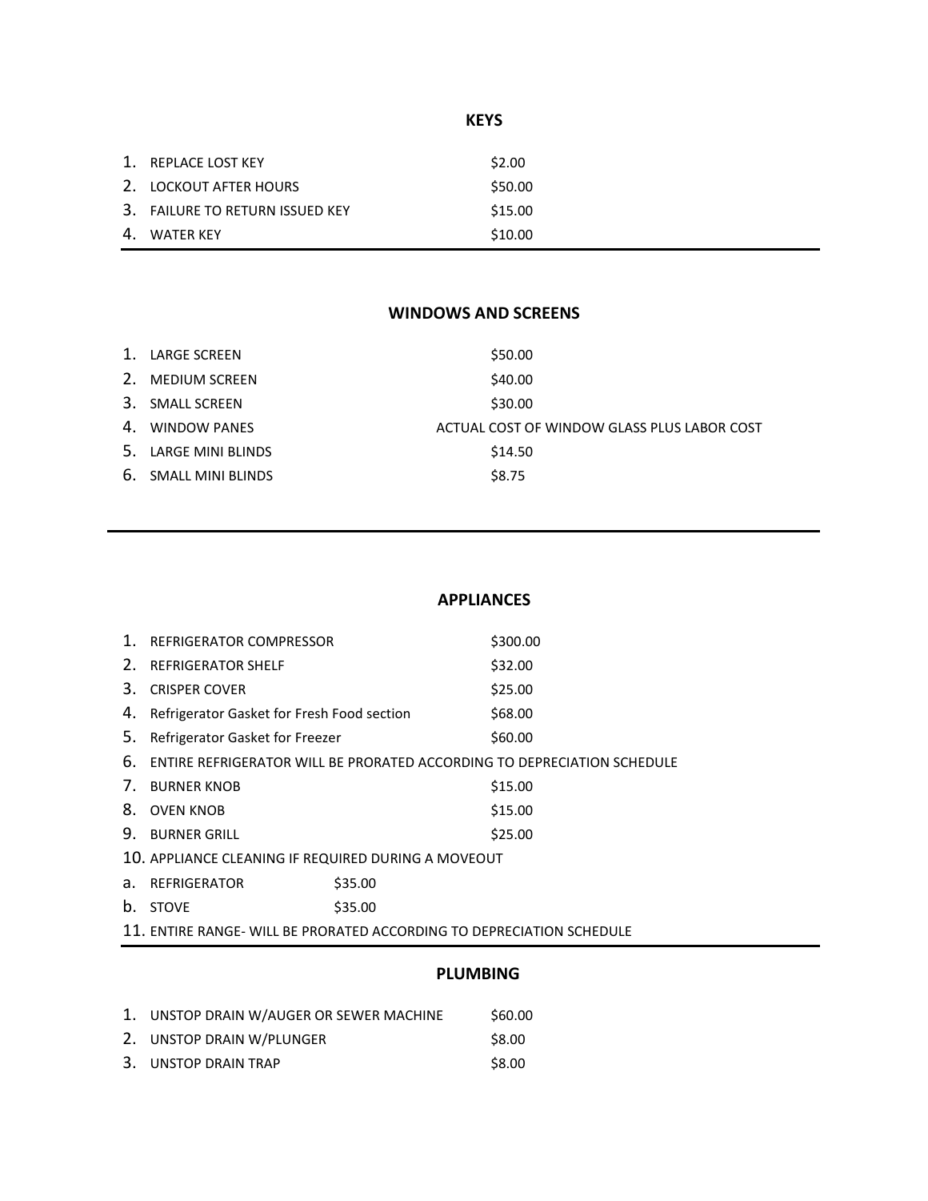## KEYS

1. REPLACE LOST KEY — $2.00
2. LOCKOUT AFTER HOURS — $50.00
3. FAILURE TO RETURN ISSUED KEY — $15.00
4. WATER KEY — $10.00

---

## WINDOWS AND SCREENS

1. LARGE SCREEN — $50.00
2. MEDIUM SCREEN — $40.00
3. SMALL SCREEN — $30.00
4. WINDOW PANES — ACTUAL COST OF WINDOW GLASS PLUS LABOR COST
5. LARGE MINI BLINDS — $14.50
6. SMALL MINI BLINDS — $8.75

---

## APPLIANCES

1. REFRIGERATOR COMPRESSOR — $300.00
2. REFRIGERATOR SHELF — $32.00
3. CRISPER COVER — $25.00
4. Refrigerator Gasket for Fresh Food section — $68.00
5. Refrigerator Gasket for Freezer — $60.00
6. ENTIRE REFRIGERATOR WILL BE PRORATED ACCORDING TO DEPRECIATION SCHEDULE
7. BURNER KNOB — $15.00
8. OVEN KNOB — $15.00
9. BURNER GRILL — $25.00
10. APPLIANCE CLEANING IF REQUIRED DURING A MOVEOUT
    a. REFRIGERATOR — $35.00
    b. STOVE — $35.00
11. ENTIRE RANGE- WILL BE PRORATED ACCORDING TO DEPRECIATION SCHEDULE

---

## PLUMBING

1. UNSTOP DRAIN W/AUGER OR SEWER MACHINE — $60.00
2. UNSTOP DRAIN W/PLUNGER — $8.00
3. UNSTOP DRAIN TRAP — $8.00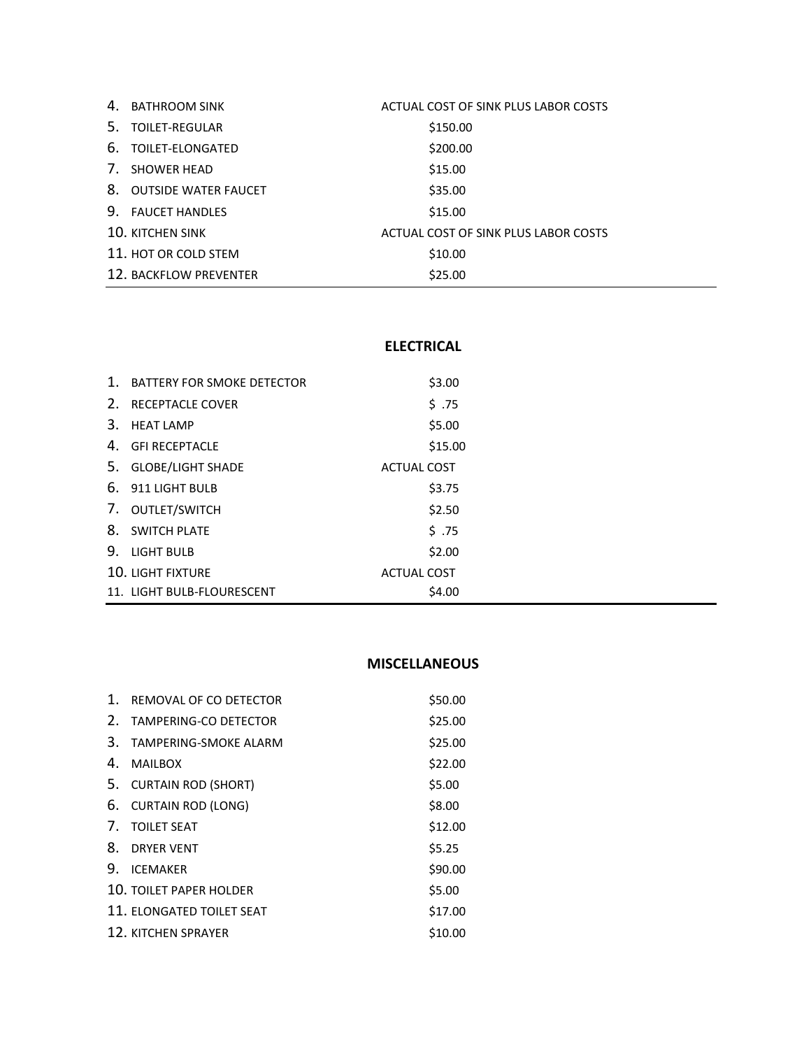| | | |
|---|---|---|
| 4. | BATHROOM SINK | ACTUAL COST OF SINK PLUS LABOR COSTS |
| 5. | TOILET-REGULAR | $150.00 |
| 6. | TOILET-ELONGATED | $200.00 |
| 7. | SHOWER HEAD | $15.00 |
| 8. | OUTSIDE WATER FAUCET | $35.00 |
| 9. | FAUCET HANDLES | $15.00 |
| 10. | KITCHEN SINK | ACTUAL COST OF SINK PLUS LABOR COSTS |
| 11. | HOT OR COLD STEM | $10.00 |
| 12. | BACKFLOW PREVENTER | $25.00 |

## ELECTRICAL

| | | |
|---|---|---|
| 1. | BATTERY FOR SMOKE DETECTOR | $3.00 |
| 2. | RECEPTACLE COVER | $ .75 |
| 3. | HEAT LAMP | $5.00 |
| 4. | GFI RECEPTACLE | $15.00 |
| 5. | GLOBE/LIGHT SHADE | ACTUAL COST |
| 6. | 911 LIGHT BULB | $3.75 |
| 7. | OUTLET/SWITCH | $2.50 |
| 8. | SWITCH PLATE | $ .75 |
| 9. | LIGHT BULB | $2.00 |
| 10. | LIGHT FIXTURE | ACTUAL COST |
| 11. | LIGHT BULB-FLOURESCENT | $4.00 |

## MISCELLANEOUS

| | | |
|---|---|---|
| 1. | REMOVAL OF CO DETECTOR | $50.00 |
| 2. | TAMPERING-CO DETECTOR | $25.00 |
| 3. | TAMPERING-SMOKE ALARM | $25.00 |
| 4. | MAILBOX | $22.00 |
| 5. | CURTAIN ROD (SHORT) | $5.00 |
| 6. | CURTAIN ROD (LONG) | $8.00 |
| 7. | TOILET SEAT | $12.00 |
| 8. | DRYER VENT | $5.25 |
| 9. | ICEMAKER | $90.00 |
| 10. | TOILET PAPER HOLDER | $5.00 |
| 11. | ELONGATED TOILET SEAT | $17.00 |
| 12. | KITCHEN SPRAYER | $10.00 |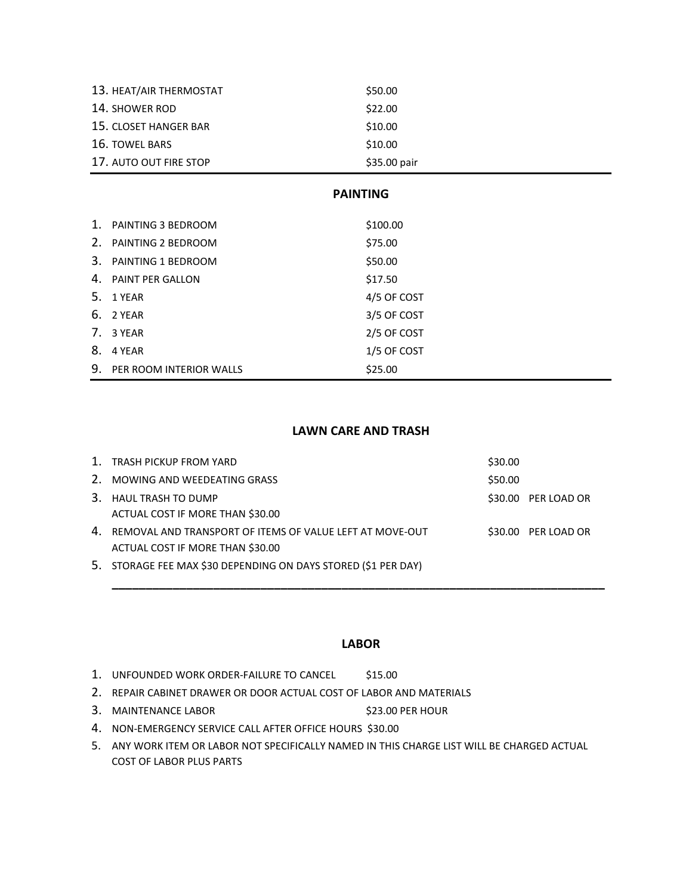| | |
|---|---|
| 13. HEAT/AIR THERMOSTAT | \$50.00 |
| 14. SHOWER ROD | \$22.00 |
| 15. CLOSET HANGER BAR | \$10.00 |
| 16. TOWEL BARS | \$10.00 |
| 17. AUTO OUT FIRE STOP | \$35.00 pair |

## PAINTING

| | |
|---|---|
| 1. PAINTING 3 BEDROOM | \$100.00 |
| 2. PAINTING 2 BEDROOM | \$75.00 |
| 3. PAINTING 1 BEDROOM | \$50.00 |
| 4. PAINT PER GALLON | \$17.50 |
| 5. 1 YEAR | 4/5 OF COST |
| 6. 2 YEAR | 3/5 OF COST |
| 7. 3 YEAR | 2/5 OF COST |
| 8. 4 YEAR | 1/5 OF COST |
| 9. PER ROOM INTERIOR WALLS | \$25.00 |

## LAWN CARE AND TRASH

| | |
|---|---|
| 1. TRASH PICKUP FROM YARD | \$30.00 |
| 2. MOWING AND WEEDEATING GRASS | \$50.00 |
| 3. HAUL TRASH TO DUMP ACTUAL COST IF MORE THAN \$30.00 | \$30.00 PER LOAD OR |
| 4. REMOVAL AND TRANSPORT OF ITEMS OF VALUE LEFT AT MOVE-OUT ACTUAL COST IF MORE THAN \$30.00 | \$30.00 PER LOAD OR |
| 5. STORAGE FEE MAX \$30 DEPENDING ON DAYS STORED (\$1 PER DAY) | |

## LABOR

1. UNFOUNDED WORK ORDER-FAILURE TO CANCEL \$15.00
2. REPAIR CABINET DRAWER OR DOOR ACTUAL COST OF LABOR AND MATERIALS
3. MAINTENANCE LABOR \$23.00 PER HOUR
4. NON-EMERGENCY SERVICE CALL AFTER OFFICE HOURS \$30.00
5. ANY WORK ITEM OR LABOR NOT SPECIFICALLY NAMED IN THIS CHARGE LIST WILL BE CHARGED ACTUAL COST OF LABOR PLUS PARTS